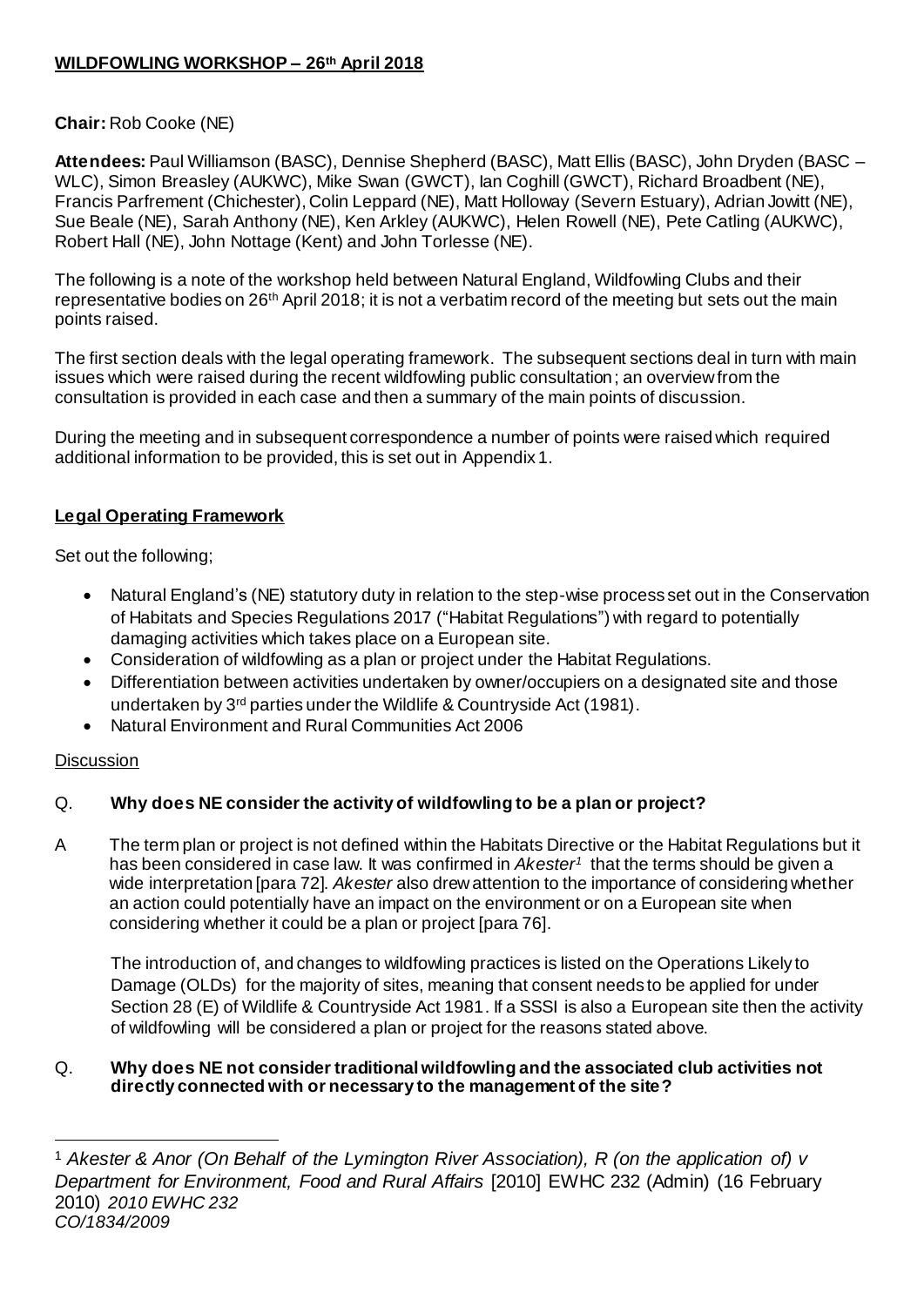# WILDFOWLING WORKSHOP – 26th April 2018

**Chair:** Rob Cooke (NE)

**Attendees:** Paul Williamson (BASC), Dennise Shepherd (BASC), Matt Ellis (BASC), John Dryden (BASC – WLC), Simon Breasley (AUKWC), Mike Swan (GWCT), Ian Coghill (GWCT), Richard Broadbent (NE), Francis Parfrement (Chichester), Colin Leppard (NE), Matt Holloway (Severn Estuary), Adrian Jowitt (NE), Sue Beale (NE), Sarah Anthony (NE), Ken Arkley (AUKWC), Helen Rowell (NE), Pete Catling (AUKWC), Robert Hall (NE), John Nottage (Kent) and John Torlesse (NE).

The following is a note of the workshop held between Natural England, Wildfowling Clubs and their representative bodies on 26th April 2018; it is not a verbatim record of the meeting but sets out the main points raised.

The first section deals with the legal operating framework. The subsequent sections deal in turn with main issues which were raised during the recent wildfowling public consultation; an overview from the consultation is provided in each case and then a summary of the main points of discussion.

During the meeting and in subsequent correspondence a number of points were raised which required additional information to be provided, this is set out in Appendix 1.

## Legal Operating Framework

Set out the following;

- Natural England's (NE) statutory duty in relation to the step-wise process set out in the Conservation of Habitats and Species Regulations 2017 ("Habitat Regulations") with regard to potentially damaging activities which takes place on a European site.
- Consideration of wildfowling as a plan or project under the Habitat Regulations.
- Differentiation between activities undertaken by owner/occupiers on a designated site and those undertaken by 3rd parties under the Wildlife & Countryside Act (1981).
- Natural Environment and Rural Communities Act 2006

Discussion

Q. **Why does NE consider the activity of wildfowling to be a plan or project?**

A The term plan or project is not defined within the Habitats Directive or the Habitat Regulations but it has been considered in case law. It was confirmed in *Akester*[1] that the terms should be given a wide interpretation [para 72]. *Akester* also drew attention to the importance of considering whether an action could potentially have an impact on the environment or on a European site when considering whether it could be a plan or project [para 76].

The introduction of, and changes to wildfowling practices is listed on the Operations Likely to Damage (OLDs) for the majority of sites, meaning that consent needs to be applied for under Section 28 (E) of Wildlife & Countryside Act 1981. If a SSSI is also a European site then the activity of wildfowling will be considered a plan or project for the reasons stated above.

Q. **Why does NE not consider traditional wildfowling and the associated club activities not directly connected with or necessary to the management of the site?**

---

[1] *Akester & Anor (On Behalf of the Lymington River Association), R (on the application of) v Department for Environment, Food and Rural Affairs* [2010] EWHC 232 (Admin) (16 February 2010) *2010 EWHC 232 CO/1834/2009*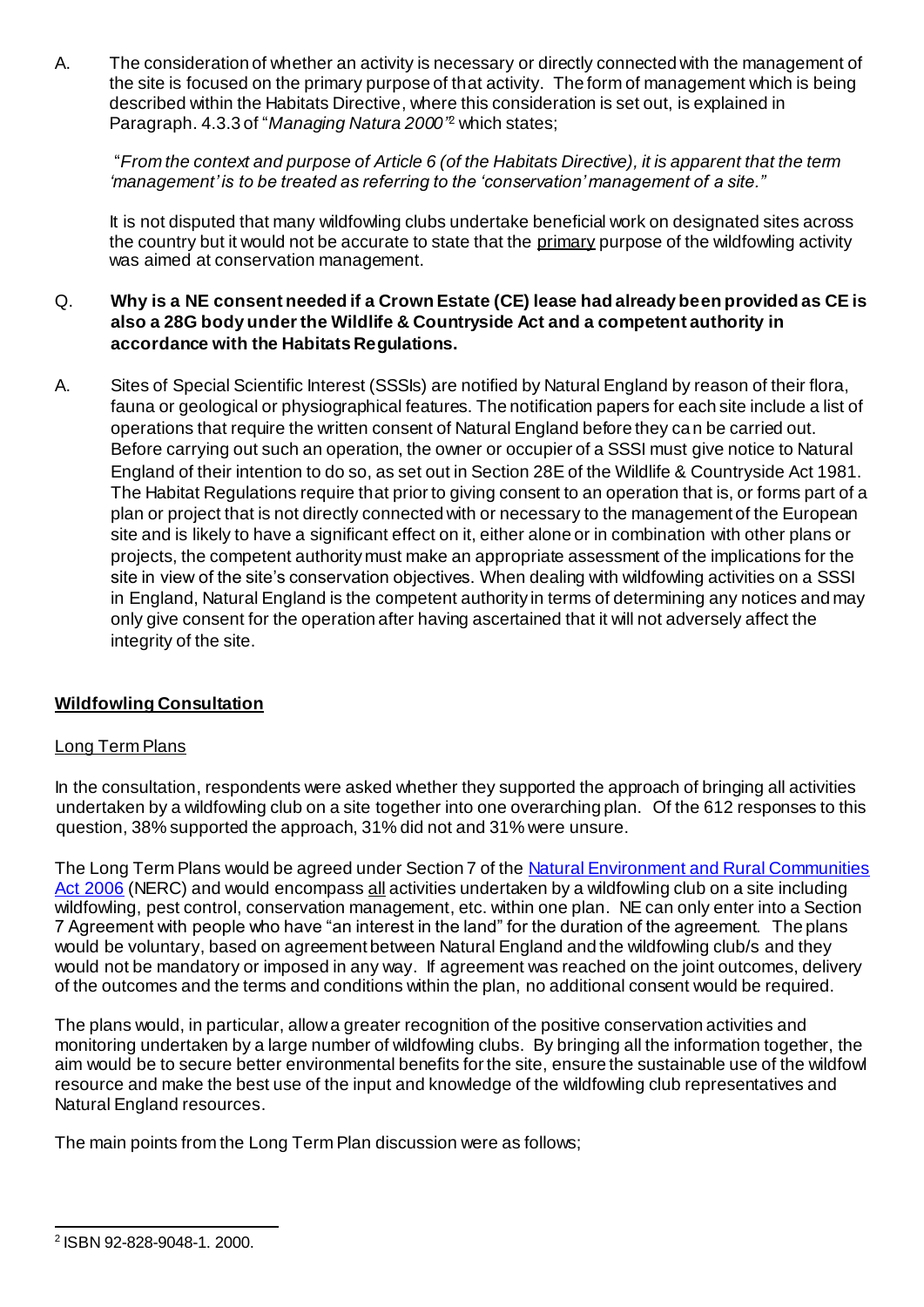A. The consideration of whether an activity is necessary or directly connected with the management of the site is focused on the primary purpose of that activity. The form of management which is being described within the Habitats Directive, where this consideration is set out, is explained in Paragraph. 4.3.3 of "*Managing Natura 2000*"[2] which states;

"*From the context and purpose of Article 6 (of the Habitats Directive), it is apparent that the term 'management' is to be treated as referring to the 'conservation' management of a site.*"

It is not disputed that many wildfowling clubs undertake beneficial work on designated sites across the country but it would not be accurate to state that the primary purpose of the wildfowling activity was aimed at conservation management.

Q. **Why is a NE consent needed if a Crown Estate (CE) lease had already been provided as CE is also a 28G body under the Wildlife & Countryside Act and a competent authority in accordance with the Habitats Regulations.**

A. Sites of Special Scientific Interest (SSSIs) are notified by Natural England by reason of their flora, fauna or geological or physiographical features. The notification papers for each site include a list of operations that require the written consent of Natural England before they can be carried out. Before carrying out such an operation, the owner or occupier of a SSSI must give notice to Natural England of their intention to do so, as set out in Section 28E of the Wildlife & Countryside Act 1981. The Habitat Regulations require that prior to giving consent to an operation that is, or forms part of a plan or project that is not directly connected with or necessary to the management of the European site and is likely to have a significant effect on it, either alone or in combination with other plans or projects, the competent authority must make an appropriate assessment of the implications for the site in view of the site's conservation objectives. When dealing with wildfowling activities on a SSSI in England, Natural England is the competent authority in terms of determining any notices and may only give consent for the operation after having ascertained that it will not adversely affect the integrity of the site.

## Wildfowling Consultation

### Long Term Plans

In the consultation, respondents were asked whether they supported the approach of bringing all activities undertaken by a wildfowling club on a site together into one overarching plan. Of the 612 responses to this question, 38% supported the approach, 31% did not and 31% were unsure.

The Long Term Plans would be agreed under Section 7 of the Natural Environment and Rural Communities Act 2006 (NERC) and would encompass all activities undertaken by a wildfowling club on a site including wildfowling, pest control, conservation management, etc. within one plan. NE can only enter into a Section 7 Agreement with people who have "an interest in the land" for the duration of the agreement. The plans would be voluntary, based on agreement between Natural England and the wildfowling club/s and they would not be mandatory or imposed in any way. If agreement was reached on the joint outcomes, delivery of the outcomes and the terms and conditions within the plan, no additional consent would be required.

The plans would, in particular, allow a greater recognition of the positive conservation activities and monitoring undertaken by a large number of wildfowling clubs. By bringing all the information together, the aim would be to secure better environmental benefits for the site, ensure the sustainable use of the wildfowl resource and make the best use of the input and knowledge of the wildfowling club representatives and Natural England resources.

The main points from the Long Term Plan discussion were as follows;

---

[2] ISBN 92-828-9048-1. 2000.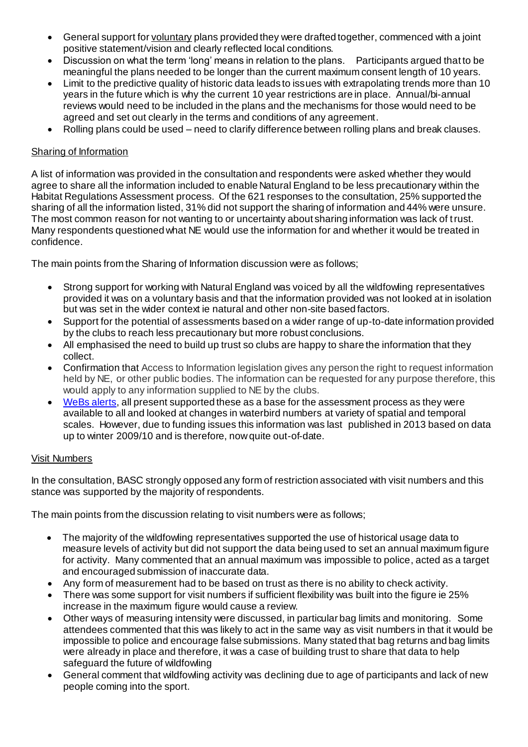- General support for voluntary plans provided they were drafted together, commenced with a joint positive statement/vision and clearly reflected local conditions.
- Discussion on what the term 'long' means in relation to the plans. Participants argued that to be meaningful the plans needed to be longer than the current maximum consent length of 10 years.
- Limit to the predictive quality of historic data leads to issues with extrapolating trends more than 10 years in the future which is why the current 10 year restrictions are in place. Annual/bi-annual reviews would need to be included in the plans and the mechanisms for those would need to be agreed and set out clearly in the terms and conditions of any agreement.
- Rolling plans could be used – need to clarify difference between rolling plans and break clauses.

## Sharing of Information

A list of information was provided in the consultation and respondents were asked whether they would agree to share all the information included to enable Natural England to be less precautionary within the Habitat Regulations Assessment process. Of the 621 responses to the consultation, 25% supported the sharing of all the information listed, 31% did not support the sharing of information and 44% were unsure. The most common reason for not wanting to or uncertainty about sharing information was lack of trust. Many respondents questioned what NE would use the information for and whether it would be treated in confidence.

The main points from the Sharing of Information discussion were as follows;

- Strong support for working with Natural England was voiced by all the wildfowling representatives provided it was on a voluntary basis and that the information provided was not looked at in isolation but was set in the wider context ie natural and other non-site based factors.
- Support for the potential of assessments based on a wider range of up-to-date information provided by the clubs to reach less precautionary but more robust conclusions.
- All emphasised the need to build up trust so clubs are happy to share the information that they collect.
- Confirmation that Access to Information legislation gives any person the right to request information held by NE, or other public bodies. The information can be requested for any purpose therefore, this would apply to any information supplied to NE by the clubs.
- WeBs alerts, all present supported these as a base for the assessment process as they were available to all and looked at changes in waterbird numbers at variety of spatial and temporal scales. However, due to funding issues this information was last published in 2013 based on data up to winter 2009/10 and is therefore, now quite out-of-date.

## Visit Numbers

In the consultation, BASC strongly opposed any form of restriction associated with visit numbers and this stance was supported by the majority of respondents.

The main points from the discussion relating to visit numbers were as follows;

- The majority of the wildfowling representatives supported the use of historical usage data to measure levels of activity but did not support the data being used to set an annual maximum figure for activity. Many commented that an annual maximum was impossible to police, acted as a target and encouraged submission of inaccurate data.
- Any form of measurement had to be based on trust as there is no ability to check activity.
- There was some support for visit numbers if sufficient flexibility was built into the figure ie 25% increase in the maximum figure would cause a review.
- Other ways of measuring intensity were discussed, in particular bag limits and monitoring. Some attendees commented that this was likely to act in the same way as visit numbers in that it would be impossible to police and encourage false submissions. Many stated that bag returns and bag limits were already in place and therefore, it was a case of building trust to share that data to help safeguard the future of wildfowling
- General comment that wildfowling activity was declining due to age of participants and lack of new people coming into the sport.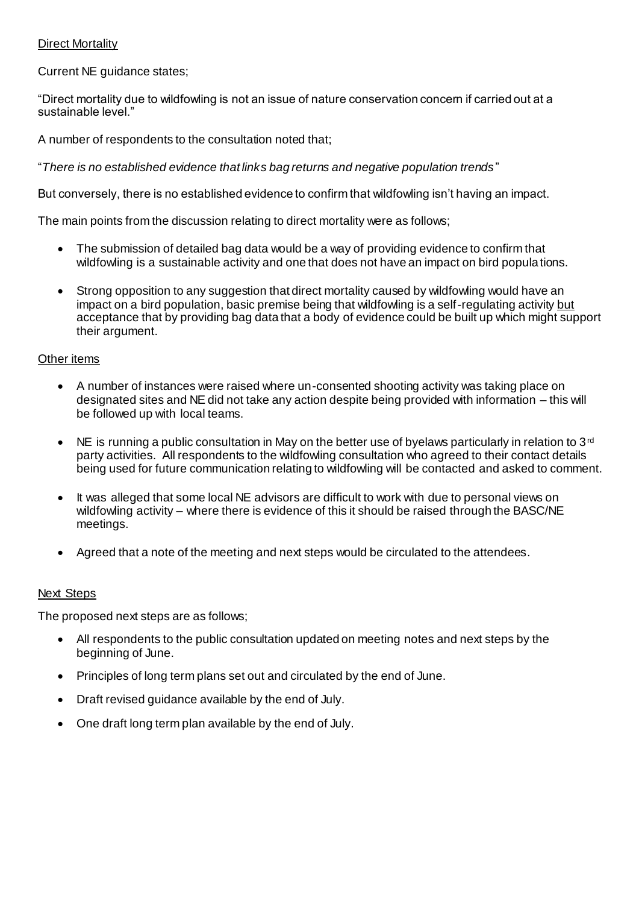<u>Direct Mortality</u>

Current NE guidance states;

"Direct mortality due to wildfowling is not an issue of nature conservation concern if carried out at a sustainable level."

A number of respondents to the consultation noted that;

"*There is no established evidence that links bag returns and negative population trends*"

But conversely, there is no established evidence to confirm that wildfowling isn't having an impact.

The main points from the discussion relating to direct mortality were as follows;

- The submission of detailed bag data would be a way of providing evidence to confirm that wildfowling is a sustainable activity and one that does not have an impact on bird populations.
- Strong opposition to any suggestion that direct mortality caused by wildfowling would have an impact on a bird population, basic premise being that wildfowling is a self-regulating activity <u>but</u> acceptance that by providing bag data that a body of evidence could be built up which might support their argument.

<u>Other items</u>

- A number of instances were raised where un-consented shooting activity was taking place on designated sites and NE did not take any action despite being provided with information – this will be followed up with local teams.
- NE is running a public consultation in May on the better use of byelaws particularly in relation to 3rd party activities. All respondents to the wildfowling consultation who agreed to their contact details being used for future communication relating to wildfowling will be contacted and asked to comment.
- It was alleged that some local NE advisors are difficult to work with due to personal views on wildfowling activity – where there is evidence of this it should be raised through the BASC/NE meetings.
- Agreed that a note of the meeting and next steps would be circulated to the attendees.

<u>Next Steps</u>

The proposed next steps are as follows;

- All respondents to the public consultation updated on meeting notes and next steps by the beginning of June.
- Principles of long term plans set out and circulated by the end of June.
- Draft revised guidance available by the end of July.
- One draft long term plan available by the end of July.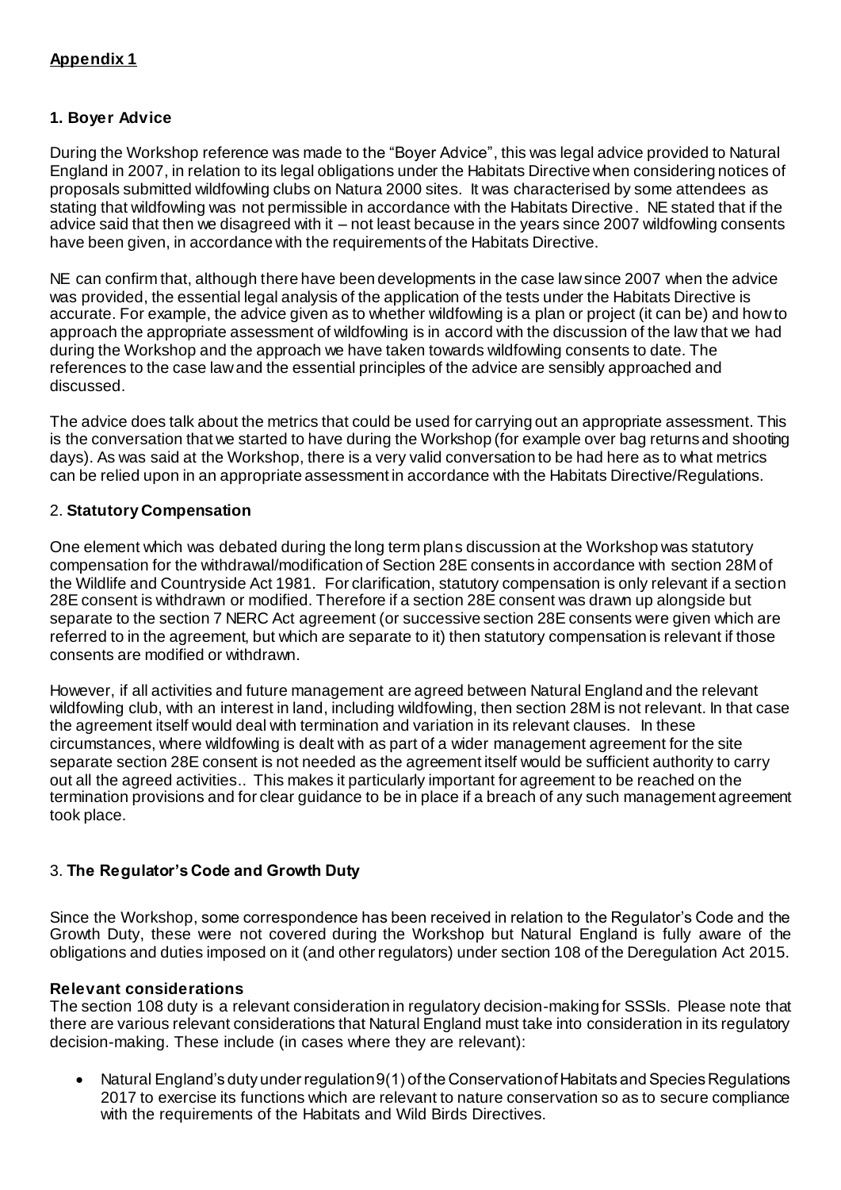## Appendix 1

### 1. Boyer Advice

During the Workshop reference was made to the "Boyer Advice", this was legal advice provided to Natural England in 2007, in relation to its legal obligations under the Habitats Directive when considering notices of proposals submitted wildfowling clubs on Natura 2000 sites. It was characterised by some attendees as stating that wildfowling was not permissible in accordance with the Habitats Directive. NE stated that if the advice said that then we disagreed with it – not least because in the years since 2007 wildfowling consents have been given, in accordance with the requirements of the Habitats Directive.

NE can confirm that, although there have been developments in the case law since 2007 when the advice was provided, the essential legal analysis of the application of the tests under the Habitats Directive is accurate. For example, the advice given as to whether wildfowling is a plan or project (it can be) and how to approach the appropriate assessment of wildfowling is in accord with the discussion of the law that we had during the Workshop and the approach we have taken towards wildfowling consents to date. The references to the case law and the essential principles of the advice are sensibly approached and discussed.

The advice does talk about the metrics that could be used for carrying out an appropriate assessment. This is the conversation that we started to have during the Workshop (for example over bag returns and shooting days). As was said at the Workshop, there is a very valid conversation to be had here as to what metrics can be relied upon in an appropriate assessment in accordance with the Habitats Directive/Regulations.

### 2. Statutory Compensation

One element which was debated during the long term plans discussion at the Workshop was statutory compensation for the withdrawal/modification of Section 28E consents in accordance with section 28M of the Wildlife and Countryside Act 1981. For clarification, statutory compensation is only relevant if a section 28E consent is withdrawn or modified. Therefore if a section 28E consent was drawn up alongside but separate to the section 7 NERC Act agreement (or successive section 28E consents were given which are referred to in the agreement, but which are separate to it) then statutory compensation is relevant if those consents are modified or withdrawn.

However, if all activities and future management are agreed between Natural England and the relevant wildfowling club, with an interest in land, including wildfowling, then section 28M is not relevant. In that case the agreement itself would deal with termination and variation in its relevant clauses. In these circumstances, where wildfowling is dealt with as part of a wider management agreement for the site separate section 28E consent is not needed as the agreement itself would be sufficient authority to carry out all the agreed activities.. This makes it particularly important for agreement to be reached on the termination provisions and for clear guidance to be in place if a breach of any such management agreement took place.

### 3. The Regulator's Code and Growth Duty

Since the Workshop, some correspondence has been received in relation to the Regulator's Code and the Growth Duty, these were not covered during the Workshop but Natural England is fully aware of the obligations and duties imposed on it (and other regulators) under section 108 of the Deregulation Act 2015.

#### Relevant considerations

The section 108 duty is a relevant consideration in regulatory decision-making for SSSIs. Please note that there are various relevant considerations that Natural England must take into consideration in its regulatory decision-making. These include (in cases where they are relevant):

- Natural England's duty under regulation 9(1) of the Conservation of Habitats and Species Regulations 2017 to exercise its functions which are relevant to nature conservation so as to secure compliance with the requirements of the Habitats and Wild Birds Directives.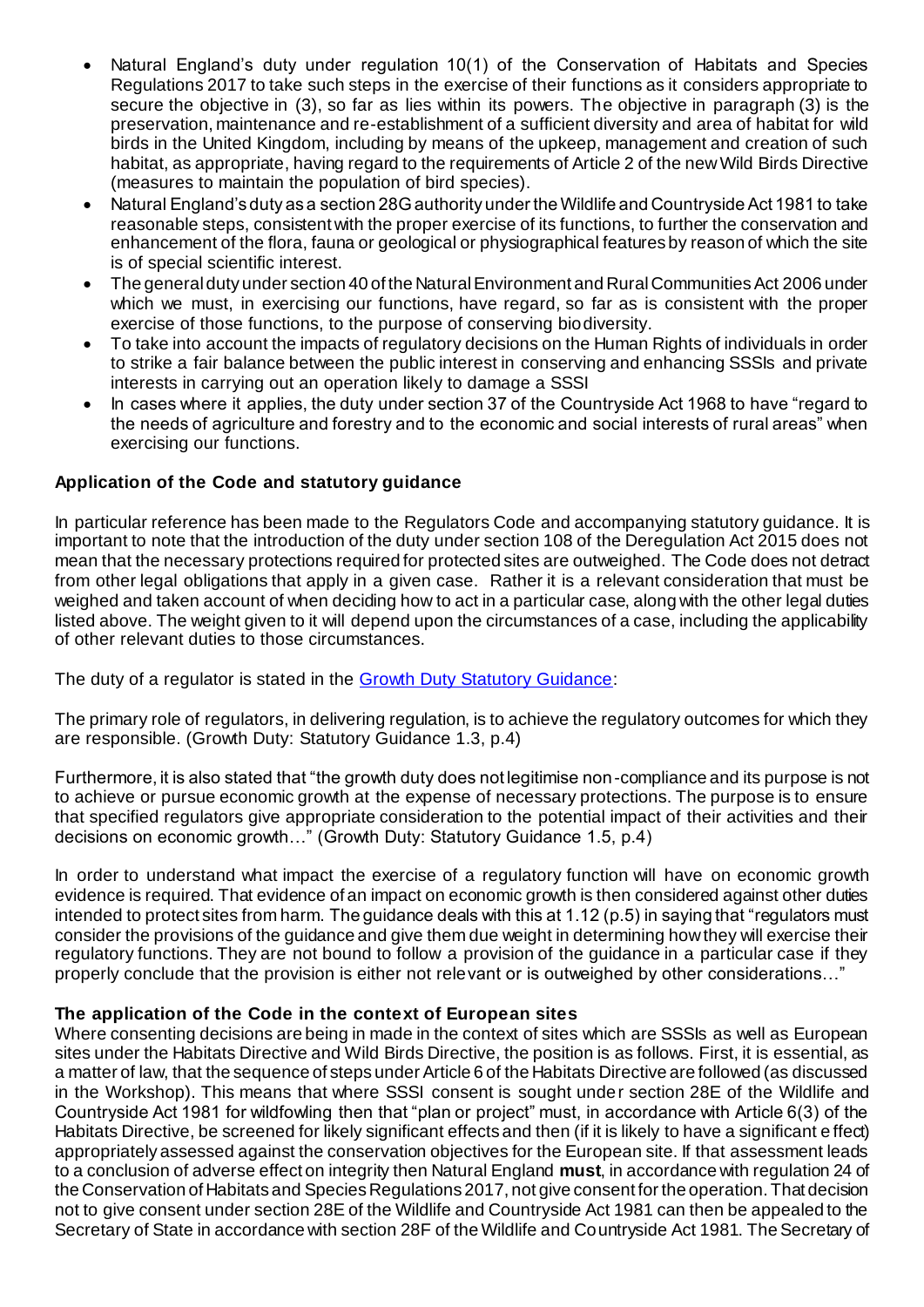- Natural England's duty under regulation 10(1) of the Conservation of Habitats and Species Regulations 2017 to take such steps in the exercise of their functions as it considers appropriate to secure the objective in (3), so far as lies within its powers. The objective in paragraph (3) is the preservation, maintenance and re-establishment of a sufficient diversity and area of habitat for wild birds in the United Kingdom, including by means of the upkeep, management and creation of such habitat, as appropriate, having regard to the requirements of Article 2 of the new Wild Birds Directive (measures to maintain the population of bird species).
- Natural England's duty as a section 28G authority under the Wildlife and Countryside Act 1981 to take reasonable steps, consistent with the proper exercise of its functions, to further the conservation and enhancement of the flora, fauna or geological or physiographical features by reason of which the site is of special scientific interest.
- The general duty under section 40 of the Natural Environment and Rural Communities Act 2006 under which we must, in exercising our functions, have regard, so far as is consistent with the proper exercise of those functions, to the purpose of conserving biodiversity.
- To take into account the impacts of regulatory decisions on the Human Rights of individuals in order to strike a fair balance between the public interest in conserving and enhancing SSSIs and private interests in carrying out an operation likely to damage a SSSI
- In cases where it applies, the duty under section 37 of the Countryside Act 1968 to have "regard to the needs of agriculture and forestry and to the economic and social interests of rural areas" when exercising our functions.

**Application of the Code and statutory guidance**

In particular reference has been made to the Regulators Code and accompanying statutory guidance. It is important to note that the introduction of the duty under section 108 of the Deregulation Act 2015 does not mean that the necessary protections required for protected sites are outweighed. The Code does not detract from other legal obligations that apply in a given case. Rather it is a relevant consideration that must be weighed and taken account of when deciding how to act in a particular case, along with the other legal duties listed above. The weight given to it will depend upon the circumstances of a case, including the applicability of other relevant duties to those circumstances.

The duty of a regulator is stated in the Growth Duty Statutory Guidance:

The primary role of regulators, in delivering regulation, is to achieve the regulatory outcomes for which they are responsible. (Growth Duty: Statutory Guidance 1.3, p.4)

Furthermore, it is also stated that "the growth duty does not legitimise non-compliance and its purpose is not to achieve or pursue economic growth at the expense of necessary protections. The purpose is to ensure that specified regulators give appropriate consideration to the potential impact of their activities and their decisions on economic growth…" (Growth Duty: Statutory Guidance 1.5, p.4)

In order to understand what impact the exercise of a regulatory function will have on economic growth evidence is required. That evidence of an impact on economic growth is then considered against other duties intended to protect sites from harm. The guidance deals with this at 1.12 (p.5) in saying that "regulators must consider the provisions of the guidance and give them due weight in determining how they will exercise their regulatory functions. They are not bound to follow a provision of the guidance in a particular case if they properly conclude that the provision is either not relevant or is outweighed by other considerations…"

**The application of the Code in the context of European sites**

Where consenting decisions are being in made in the context of sites which are SSSIs as well as European sites under the Habitats Directive and Wild Birds Directive, the position is as follows. First, it is essential, as a matter of law, that the sequence of steps under Article 6 of the Habitats Directive are followed (as discussed in the Workshop). This means that where SSSI consent is sought under section 28E of the Wildlife and Countryside Act 1981 for wildfowling then that "plan or project" must, in accordance with Article 6(3) of the Habitats Directive, be screened for likely significant effects and then (if it is likely to have a significant effect) appropriately assessed against the conservation objectives for the European site. If that assessment leads to a conclusion of adverse effect on integrity then Natural England **must**, in accordance with regulation 24 of the Conservation of Habitats and Species Regulations 2017, not give consent for the operation. That decision not to give consent under section 28E of the Wildlife and Countryside Act 1981 can then be appealed to the Secretary of State in accordance with section 28F of the Wildlife and Countryside Act 1981. The Secretary of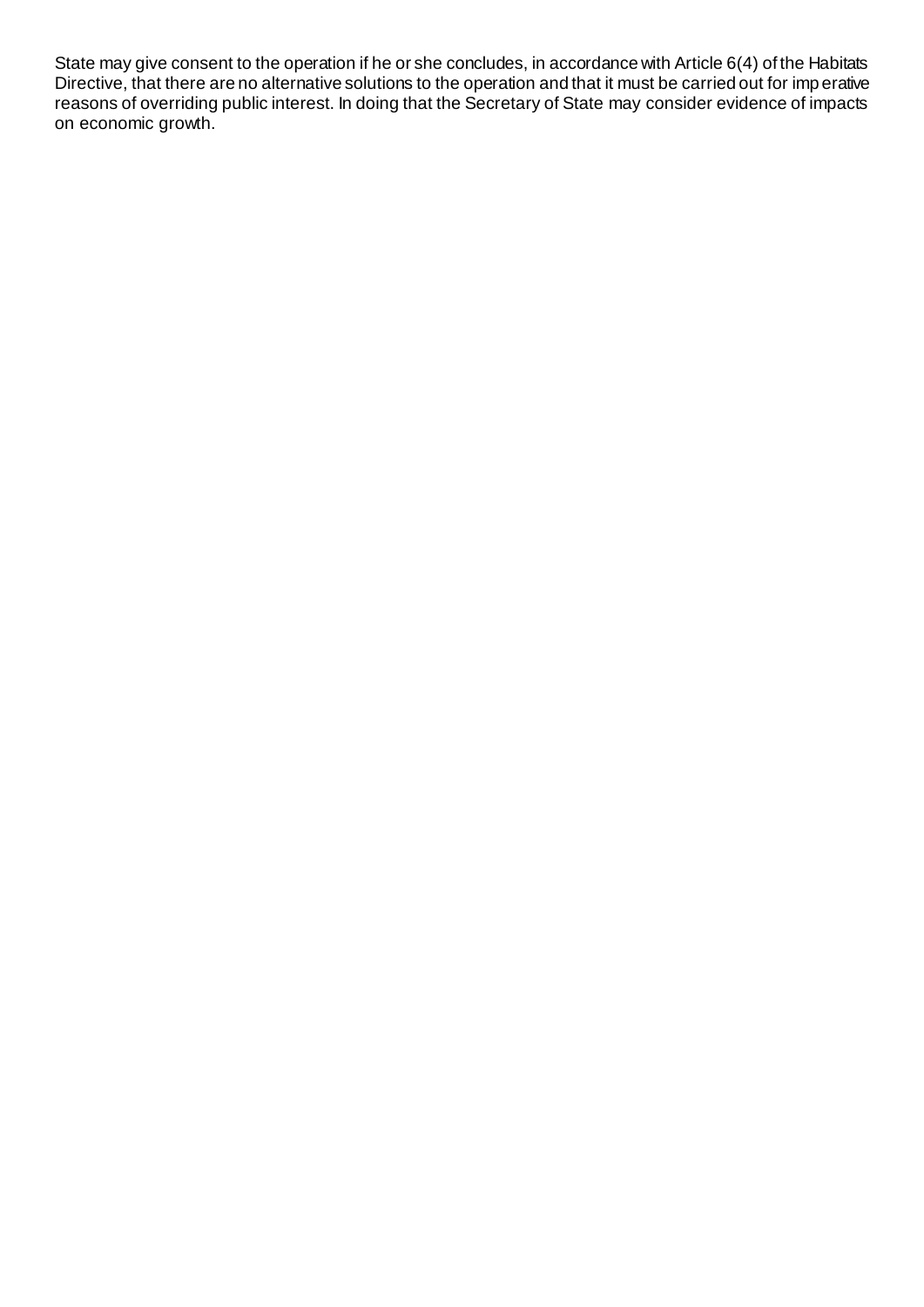State may give consent to the operation if he or she concludes, in accordance with Article 6(4) of the Habitats Directive, that there are no alternative solutions to the operation and that it must be carried out for imperative reasons of overriding public interest. In doing that the Secretary of State may consider evidence of impacts on economic growth.